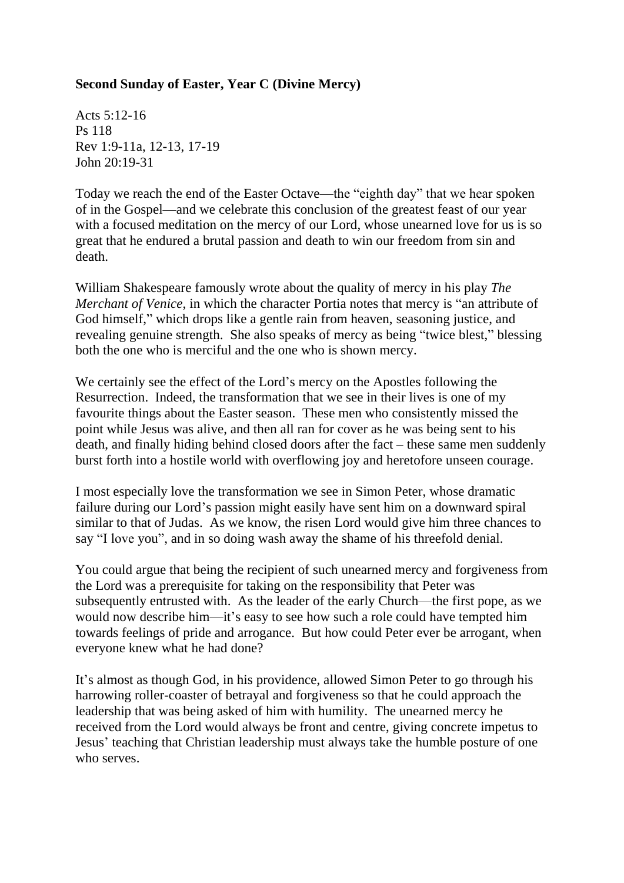**Second Sunday of Easter, Year C (Divine Mercy)**

Acts 5:12-16
Ps 118
Rev 1:9-11a, 12-13, 17-19
John 20:19-31

Today we reach the end of the Easter Octave—the "eighth day" that we hear spoken of in the Gospel—and we celebrate this conclusion of the greatest feast of our year with a focused meditation on the mercy of our Lord, whose unearned love for us is so great that he endured a brutal passion and death to win our freedom from sin and death.

William Shakespeare famously wrote about the quality of mercy in his play *The Merchant of Venice*, in which the character Portia notes that mercy is "an attribute of God himself," which drops like a gentle rain from heaven, seasoning justice, and revealing genuine strength. She also speaks of mercy as being "twice blest," blessing both the one who is merciful and the one who is shown mercy.

We certainly see the effect of the Lord's mercy on the Apostles following the Resurrection. Indeed, the transformation that we see in their lives is one of my favourite things about the Easter season. These men who consistently missed the point while Jesus was alive, and then all ran for cover as he was being sent to his death, and finally hiding behind closed doors after the fact – these same men suddenly burst forth into a hostile world with overflowing joy and heretofore unseen courage.

I most especially love the transformation we see in Simon Peter, whose dramatic failure during our Lord's passion might easily have sent him on a downward spiral similar to that of Judas. As we know, the risen Lord would give him three chances to say "I love you", and in so doing wash away the shame of his threefold denial.

You could argue that being the recipient of such unearned mercy and forgiveness from the Lord was a prerequisite for taking on the responsibility that Peter was subsequently entrusted with. As the leader of the early Church—the first pope, as we would now describe him—it's easy to see how such a role could have tempted him towards feelings of pride and arrogance. But how could Peter ever be arrogant, when everyone knew what he had done?

It's almost as though God, in his providence, allowed Simon Peter to go through his harrowing roller-coaster of betrayal and forgiveness so that he could approach the leadership that was being asked of him with humility. The unearned mercy he received from the Lord would always be front and centre, giving concrete impetus to Jesus' teaching that Christian leadership must always take the humble posture of one who serves.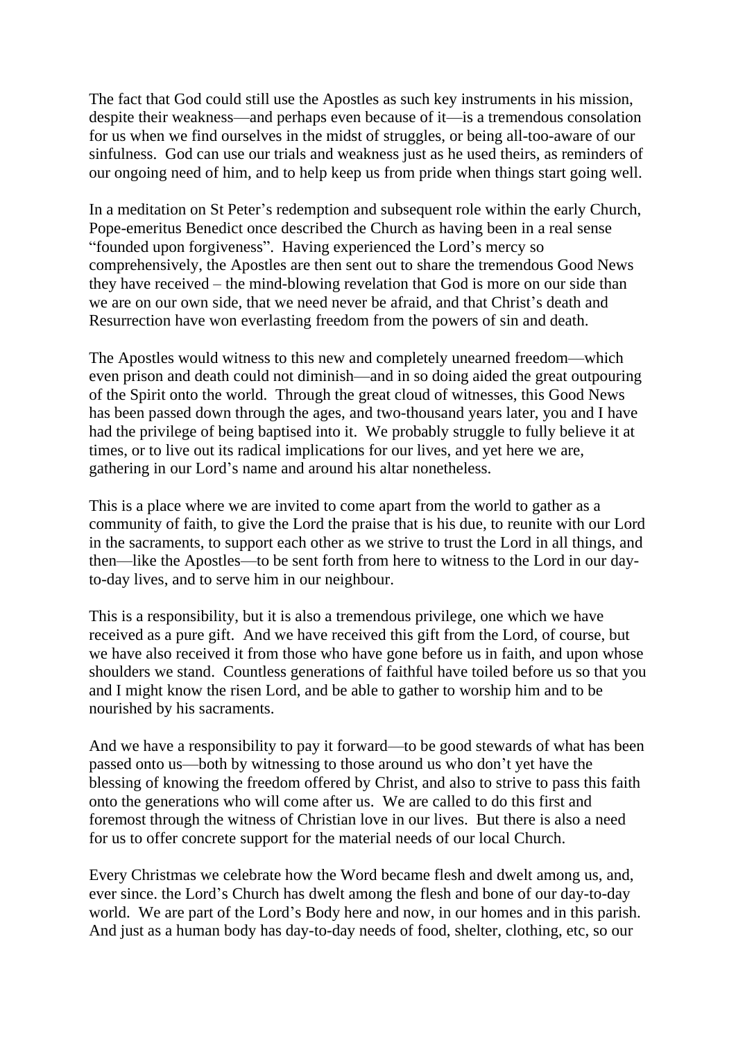The fact that God could still use the Apostles as such key instruments in his mission, despite their weakness—and perhaps even because of it—is a tremendous consolation for us when we find ourselves in the midst of struggles, or being all-too-aware of our sinfulness. God can use our trials and weakness just as he used theirs, as reminders of our ongoing need of him, and to help keep us from pride when things start going well.

In a meditation on St Peter's redemption and subsequent role within the early Church, Pope-emeritus Benedict once described the Church as having been in a real sense "founded upon forgiveness". Having experienced the Lord's mercy so comprehensively, the Apostles are then sent out to share the tremendous Good News they have received – the mind-blowing revelation that God is more on our side than we are on our own side, that we need never be afraid, and that Christ's death and Resurrection have won everlasting freedom from the powers of sin and death.

The Apostles would witness to this new and completely unearned freedom—which even prison and death could not diminish—and in so doing aided the great outpouring of the Spirit onto the world. Through the great cloud of witnesses, this Good News has been passed down through the ages, and two-thousand years later, you and I have had the privilege of being baptised into it. We probably struggle to fully believe it at times, or to live out its radical implications for our lives, and yet here we are, gathering in our Lord's name and around his altar nonetheless.

This is a place where we are invited to come apart from the world to gather as a community of faith, to give the Lord the praise that is his due, to reunite with our Lord in the sacraments, to support each other as we strive to trust the Lord in all things, and then—like the Apostles—to be sent forth from here to witness to the Lord in our day-to-day lives, and to serve him in our neighbour.

This is a responsibility, but it is also a tremendous privilege, one which we have received as a pure gift. And we have received this gift from the Lord, of course, but we have also received it from those who have gone before us in faith, and upon whose shoulders we stand. Countless generations of faithful have toiled before us so that you and I might know the risen Lord, and be able to gather to worship him and to be nourished by his sacraments.

And we have a responsibility to pay it forward—to be good stewards of what has been passed onto us—both by witnessing to those around us who don't yet have the blessing of knowing the freedom offered by Christ, and also to strive to pass this faith onto the generations who will come after us. We are called to do this first and foremost through the witness of Christian love in our lives. But there is also a need for us to offer concrete support for the material needs of our local Church.

Every Christmas we celebrate how the Word became flesh and dwelt among us, and, ever since. the Lord's Church has dwelt among the flesh and bone of our day-to-day world. We are part of the Lord's Body here and now, in our homes and in this parish. And just as a human body has day-to-day needs of food, shelter, clothing, etc, so our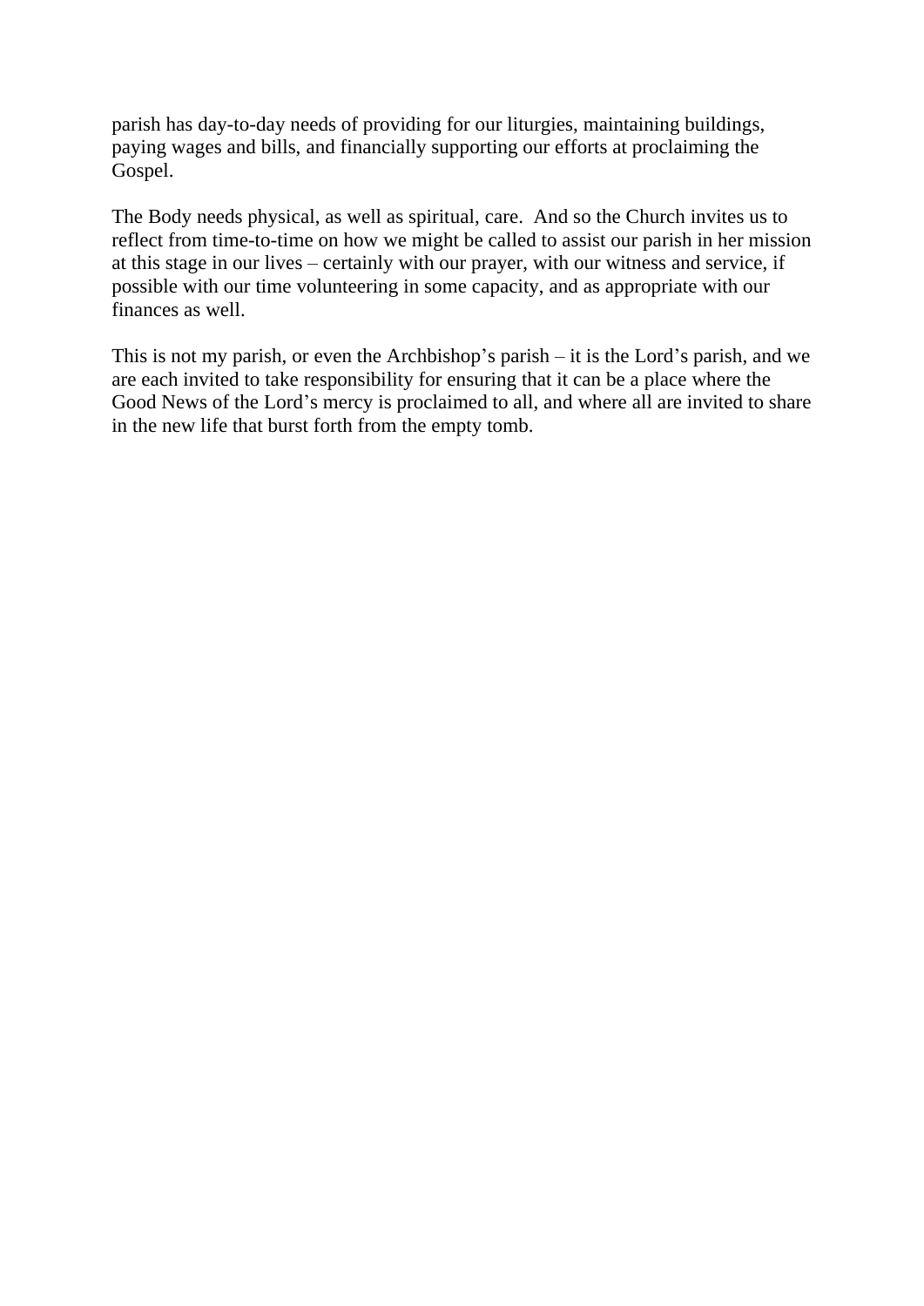parish has day-to-day needs of providing for our liturgies, maintaining buildings, paying wages and bills, and financially supporting our efforts at proclaiming the Gospel.

The Body needs physical, as well as spiritual, care. And so the Church invites us to reflect from time-to-time on how we might be called to assist our parish in her mission at this stage in our lives – certainly with our prayer, with our witness and service, if possible with our time volunteering in some capacity, and as appropriate with our finances as well.

This is not my parish, or even the Archbishop's parish – it is the Lord's parish, and we are each invited to take responsibility for ensuring that it can be a place where the Good News of the Lord's mercy is proclaimed to all, and where all are invited to share in the new life that burst forth from the empty tomb.